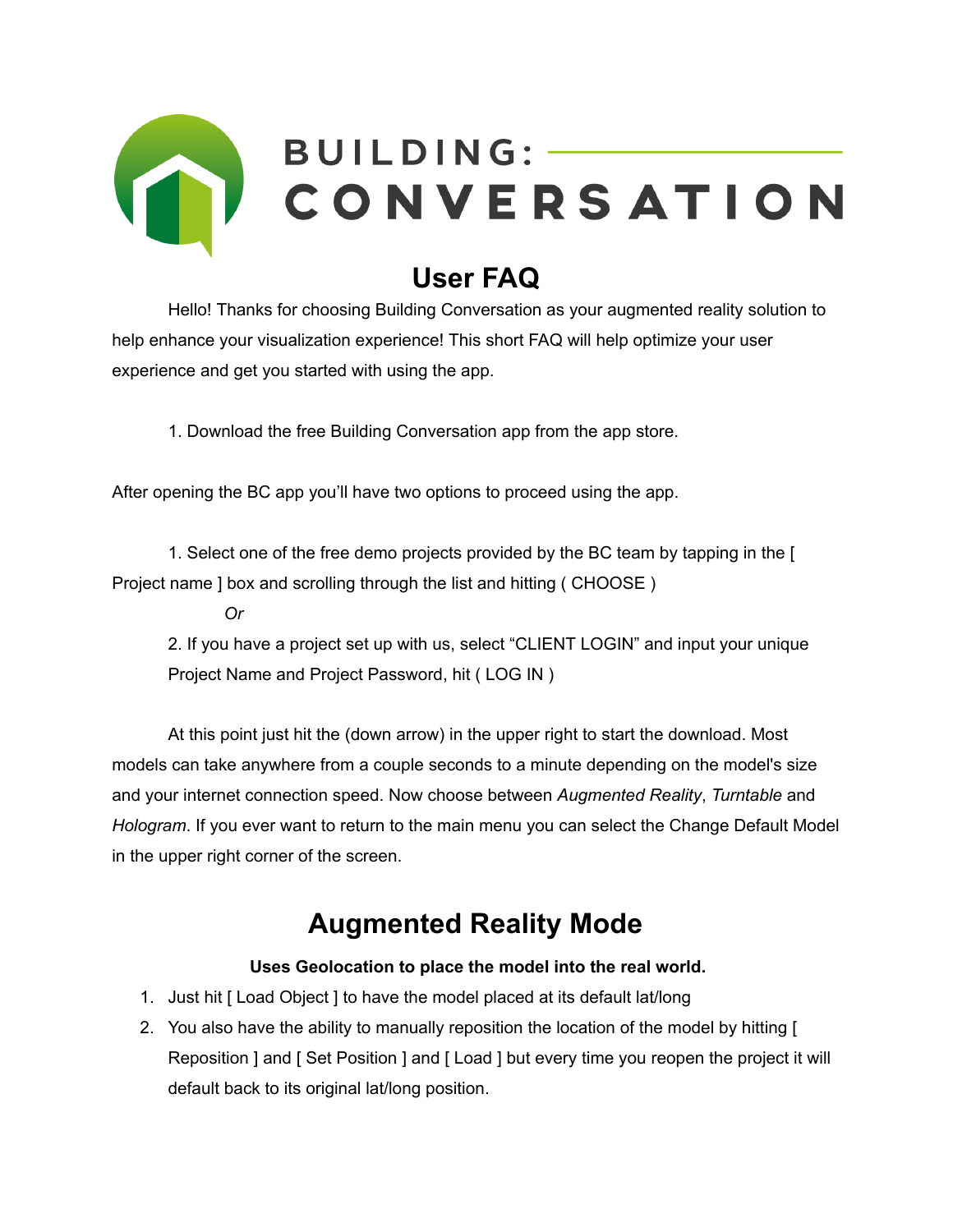# BUILDING: CONVERSATION

## User FAQ

Hello! Thanks for choosing Building Conversation as your augmented reality solution to help enhance your visualization experience! This short FAQ will help optimize your user experience and get you started with using the app.

1. Download the free Building Conversation app from the app store.

After opening the BC app you'll have two options to proceed using the app.

1. Select one of the free demo projects provided by the BC team by tapping in the [ Project name ] box and scrolling through the list and hitting ( CHOOSE )

   *Or*

2. If you have a project set up with us, select "CLIENT LOGIN" and input your unique Project Name and Project Password, hit ( LOG IN )

At this point just hit the (down arrow) in the upper right to start the download. Most models can take anywhere from a couple seconds to a minute depending on the model's size and your internet connection speed. Now choose between *Augmented Reality*, *Turntable* and *Hologram*. If you ever want to return to the main menu you can select the Change Default Model in the upper right corner of the screen.

## Augmented Reality Mode

**Uses Geolocation to place the model into the real world.**

1. Just hit [ Load Object ] to have the model placed at its default lat/long
2. You also have the ability to manually reposition the location of the model by hitting [ Reposition ] and [ Set Position ] and [ Load ] but every time you reopen the project it will default back to its original lat/long position.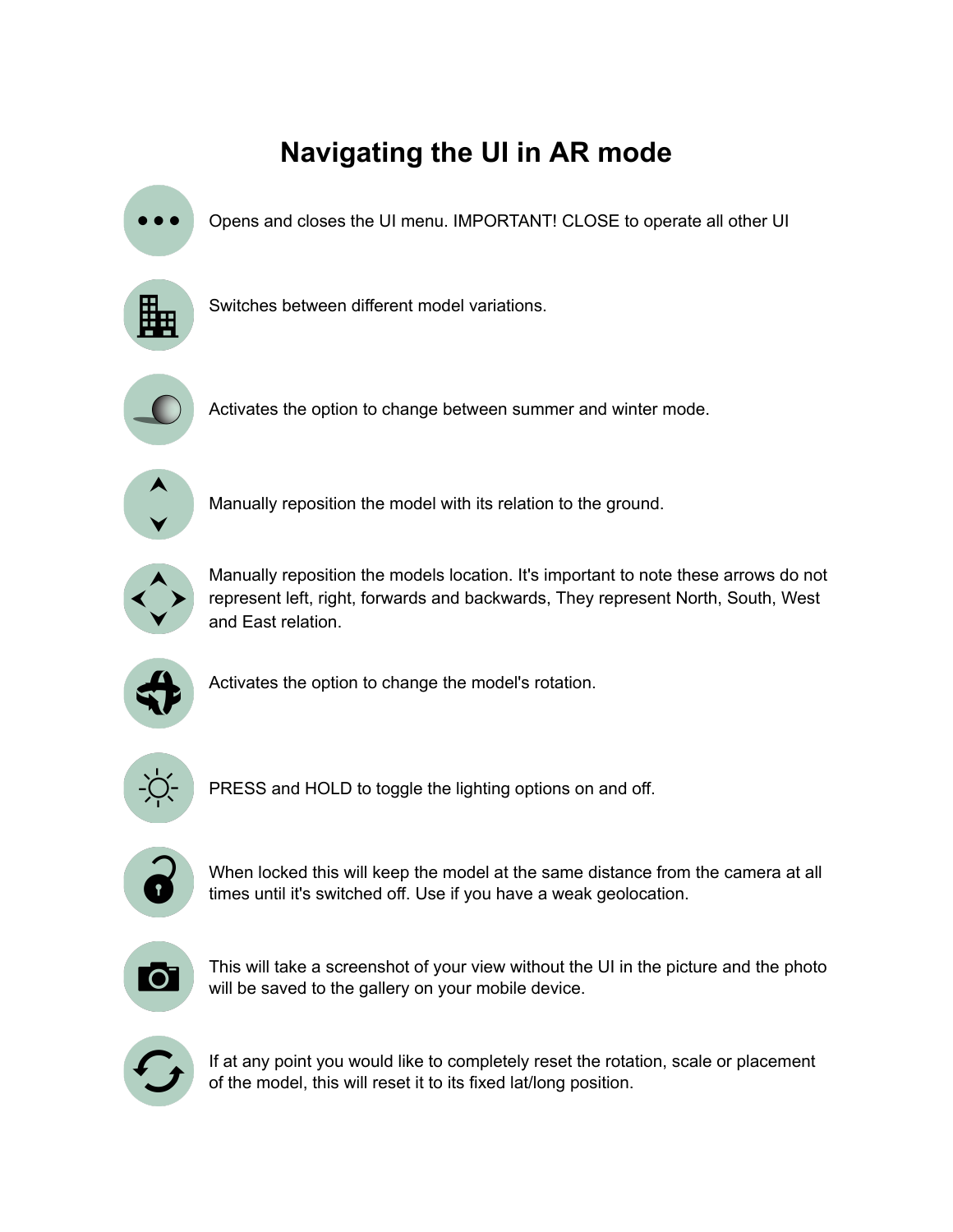# Navigating the UI in AR mode

- Opens and closes the UI menu. IMPORTANT! CLOSE to operate all other UI
- Switches between different model variations.
- Activates the option to change between summer and winter mode.
- Manually reposition the model with its relation to the ground.
- Manually reposition the models location. It's important to note these arrows do not represent left, right, forwards and backwards, They represent North, South, West and East relation.
- Activates the option to change the model's rotation.
- PRESS and HOLD to toggle the lighting options on and off.
- When locked this will keep the model at the same distance from the camera at all times until it's switched off. Use if you have a weak geolocation.
- This will take a screenshot of your view without the UI in the picture and the photo will be saved to the gallery on your mobile device.
- If at any point you would like to completely reset the rotation, scale or placement of the model, this will reset it to its fixed lat/long position.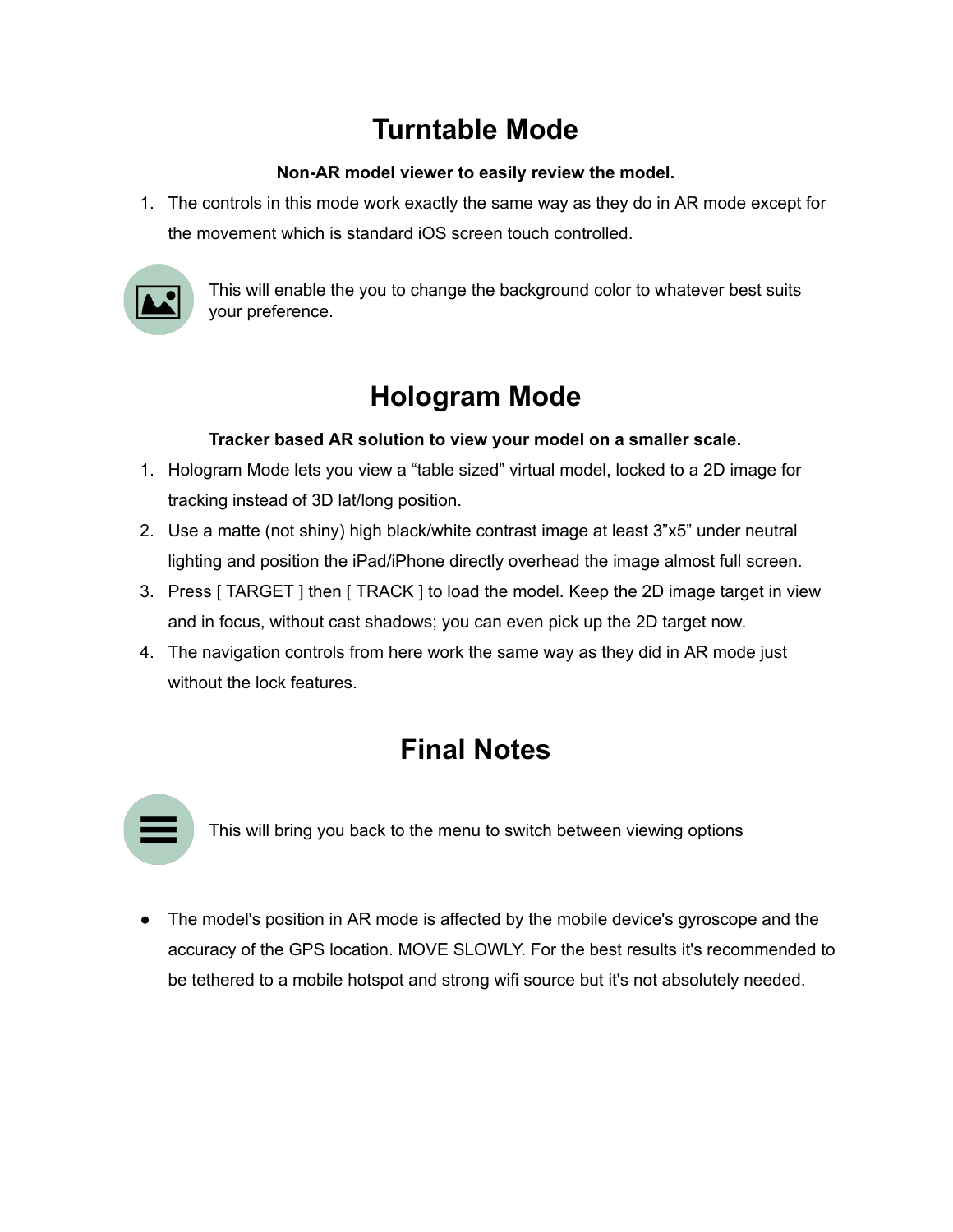# Turntable Mode

**Non-AR model viewer to easily review the model.**

1. The controls in this mode work exactly the same way as they do in AR mode except for the movement which is standard iOS screen touch controlled.

This will enable the you to change the background color to whatever best suits your preference.

# Hologram Mode

**Tracker based AR solution to view your model on a smaller scale.**

1. Hologram Mode lets you view a “table sized” virtual model, locked to a 2D image for tracking instead of 3D lat/long position.
2. Use a matte (not shiny) high black/white contrast image at least 3”x5” under neutral lighting and position the iPad/iPhone directly overhead the image almost full screen.
3. Press [ TARGET ] then [ TRACK ] to load the model. Keep the 2D image target in view and in focus, without cast shadows; you can even pick up the 2D target now.
4. The navigation controls from here work the same way as they did in AR mode just without the lock features.

# Final Notes

This will bring you back to the menu to switch between viewing options

- The model's position in AR mode is affected by the mobile device's gyroscope and the accuracy of the GPS location. MOVE SLOWLY. For the best results it's recommended to be tethered to a mobile hotspot and strong wifi source but it's not absolutely needed.